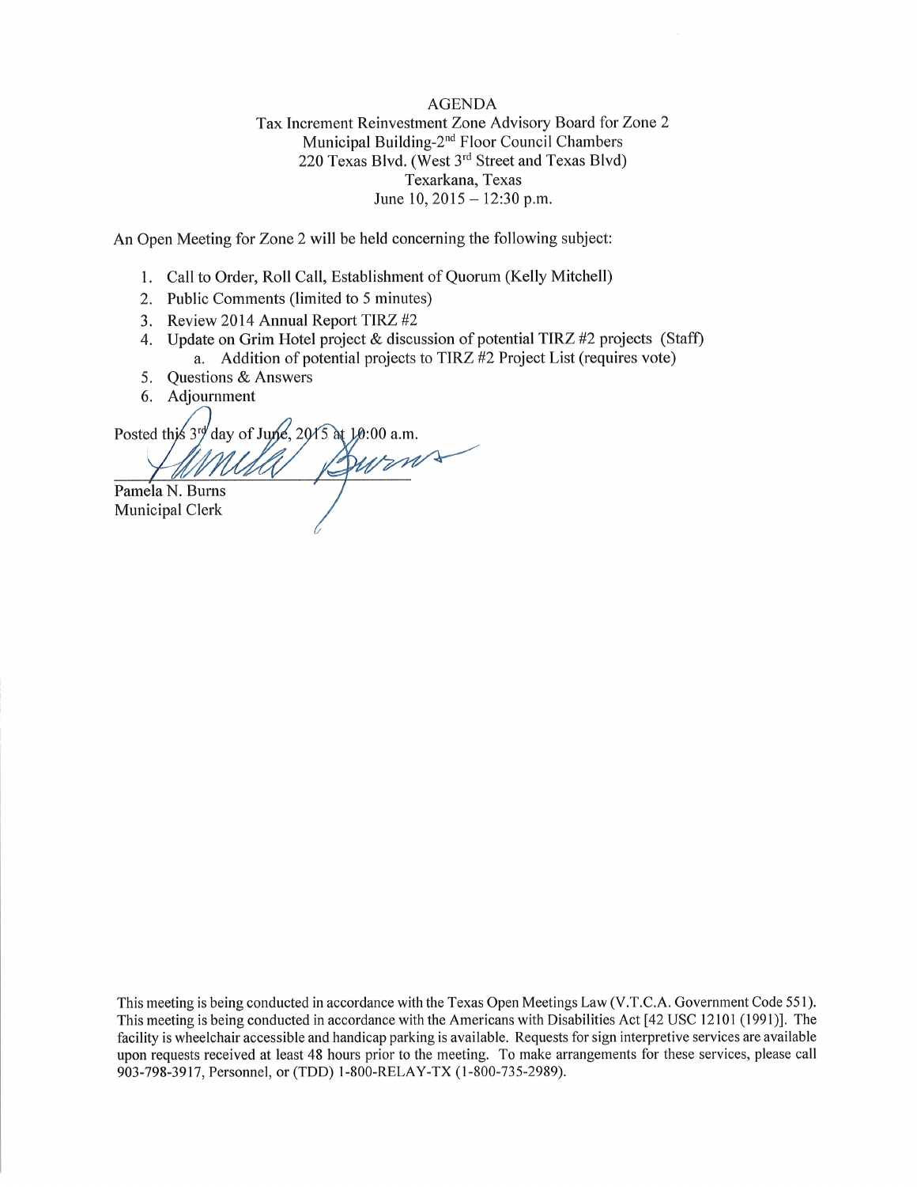# AGENDA

Tax Increment Reinvestment Zone Advisory Board for Zone 2
Municipal Building-2nd Floor Council Chambers
220 Texas Blvd. (West 3rd Street and Texas Blvd)
Texarkana, Texas
June 10, 2015 – 12:30 p.m.

An Open Meeting for Zone 2 will be held concerning the following subject:

1. Call to Order, Roll Call, Establishment of Quorum (Kelly Mitchell)
2. Public Comments (limited to 5 minutes)
3. Review 2014 Annual Report TIRZ #2
4. Update on Grim Hotel project & discussion of potential TIRZ #2 projects (Staff)
   a. Addition of potential projects to TIRZ #2 Project List (requires vote)
5. Questions & Answers
6. Adjournment

Posted this 3rd day of June, 2015 at 10:00 a.m.

Pamela N. Burns
Municipal Clerk

This meeting is being conducted in accordance with the Texas Open Meetings Law (V.T.C.A. Government Code 551). This meeting is being conducted in accordance with the Americans with Disabilities Act [42 USC 12101 (1991)]. The facility is wheelchair accessible and handicap parking is available. Requests for sign interpretive services are available upon requests received at least 48 hours prior to the meeting. To make arrangements for these services, please call 903-798-3917, Personnel, or (TDD) 1-800-RELAY-TX (1-800-735-2989).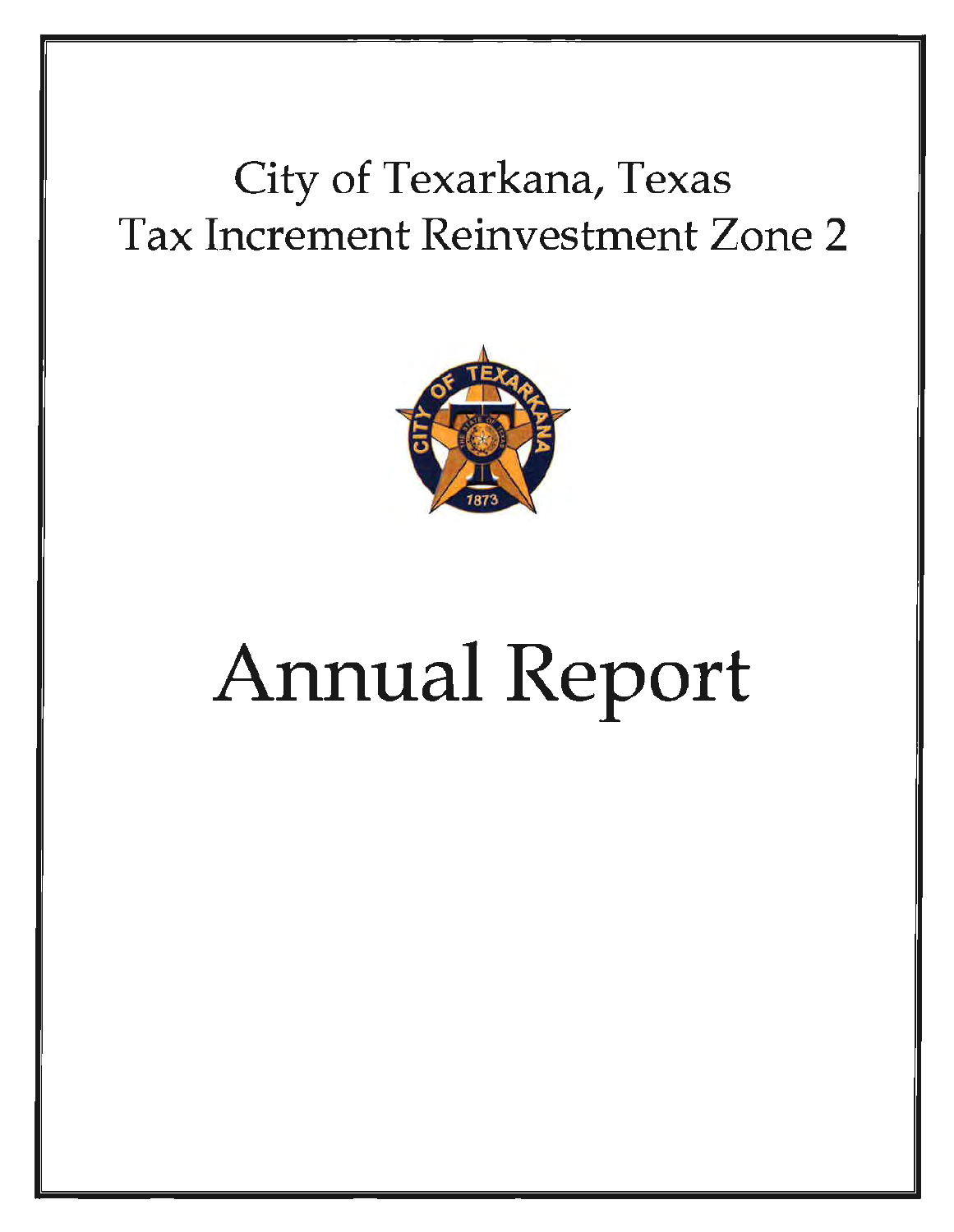# City of Texarkana, Texas
# Tax Increment Reinvestment Zone 2

# Annual Report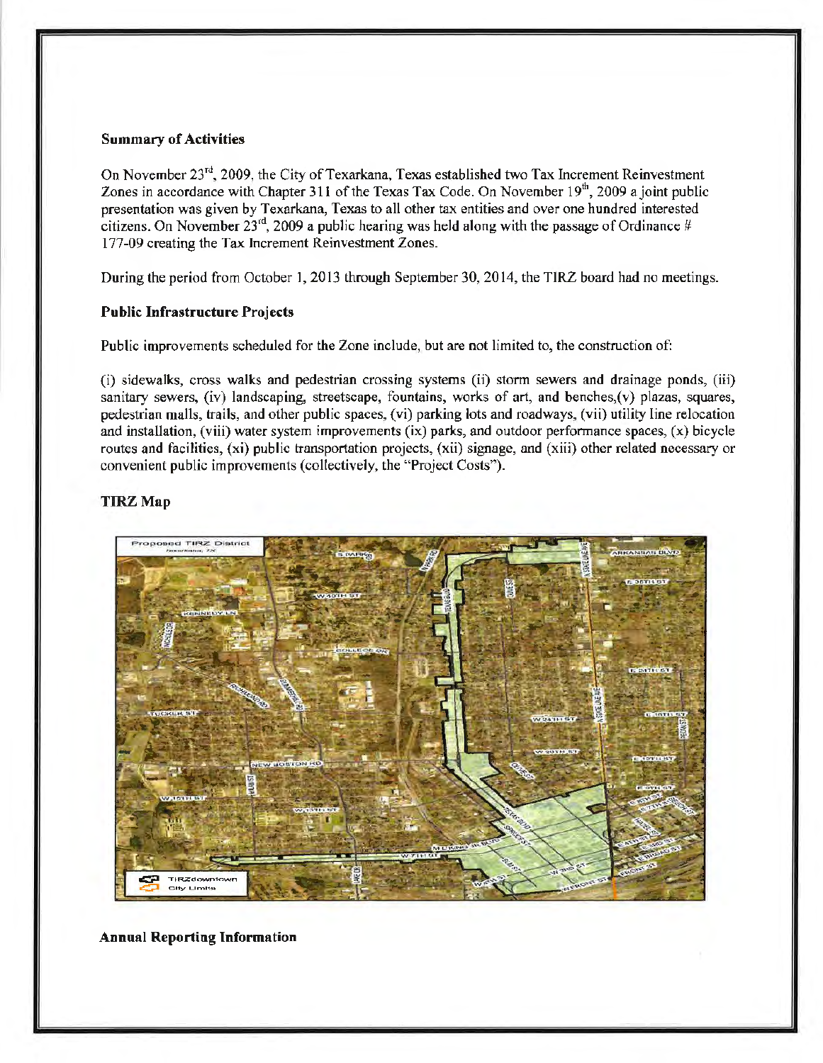**Summary of Activities**

On November 23rd, 2009, the City of Texarkana, Texas established two Tax Increment Reinvestment Zones in accordance with Chapter 311 of the Texas Tax Code. On November 19th, 2009 a joint public presentation was given by Texarkana, Texas to all other tax entities and over one hundred interested citizens. On November 23rd, 2009 a public hearing was held along with the passage of Ordinance # 177-09 creating the Tax Increment Reinvestment Zones.

During the period from October 1, 2013 through September 30, 2014, the TIRZ board had no meetings.

**Public Infrastructure Projects**

Public improvements scheduled for the Zone include, but are not limited to, the construction of:

(i) sidewalks, cross walks and pedestrian crossing systems (ii) storm sewers and drainage ponds, (iii) sanitary sewers, (iv) landscaping, streetscape, fountains, works of art, and benches,(v) plazas, squares, pedestrian malls, trails, and other public spaces, (vi) parking lots and roadways, (vii) utility line relocation and installation, (viii) water system improvements (ix) parks, and outdoor performance spaces, (x) bicycle routes and facilities, (xi) public transportation projects, (xii) signage, and (xiii) other related necessary or convenient public improvements (collectively, the "Project Costs").

**TIRZ Map**

**Annual Reporting Information**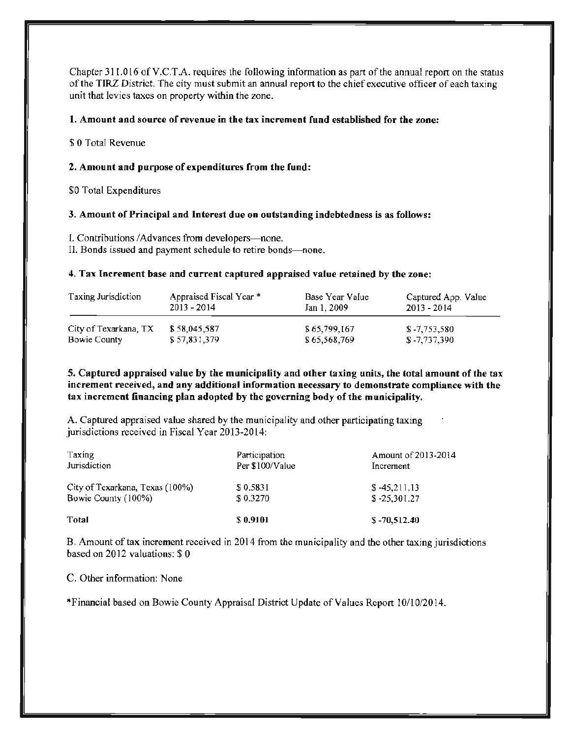Chapter 311.016 of V.C.T.A. requires the following information as part of the annual report on the status of the TIRZ District. The city must submit an annual report to the chief executive officer of each taxing unit that levies taxes on property within the zone.

**1. Amount and source of revenue in the tax increment fund established for the zone:**

$ 0 Total Revenue

**2. Amount and purpose of expenditures from the fund:**

$0 Total Expenditures

**3. Amount of Principal and Interest due on outstanding indebtedness is as follows:**

I. Contributions /Advances from developers—none.
II. Bonds issued and payment schedule to retire bonds—none.

**4. Tax Increment base and current captured appraised value retained by the zone:**

| Taxing Jurisdiction | Appraised Fiscal Year * 2013 - 2014 | Base Year Value Jan 1, 2009 | Captured App. Value 2013 - 2014 |
|---|---|---|---|
| City of Texarkana, TX | $ 58,045,587 | $ 65,799,167 | $ -7,753,580 |
| Bowie County | $ 57,831,379 | $ 65,568,769 | $ -7,737,390 |

**5. Captured appraised value by the municipality and other taxing units, the total amount of the tax increment received, and any additional information necessary to demonstrate compliance with the tax increment financing plan adopted by the governing body of the municipality.**

A. Captured appraised value shared by the municipality and other participating taxing jurisdictions received in Fiscal Year 2013-2014:

| Taxing Jurisdiction | Participation Per $100/Value | Amount of 2013-2014 Increment |
|---|---|---|
| City of Texarkana, Texas (100%) | $ 0.5831 | $ -45,211.13 |
| Bowie County (100%) | $ 0.3270 | $ -25,301.27 |
| **Total** | **$ 0.9101** | **$ -70,512.40** |

B. Amount of tax increment received in 2014 from the municipality and the other taxing jurisdictions based on 2012 valuations: $ 0

C. Other information: None

*Financial based on Bowie County Appraisal District Update of Values Report 10/10/2014.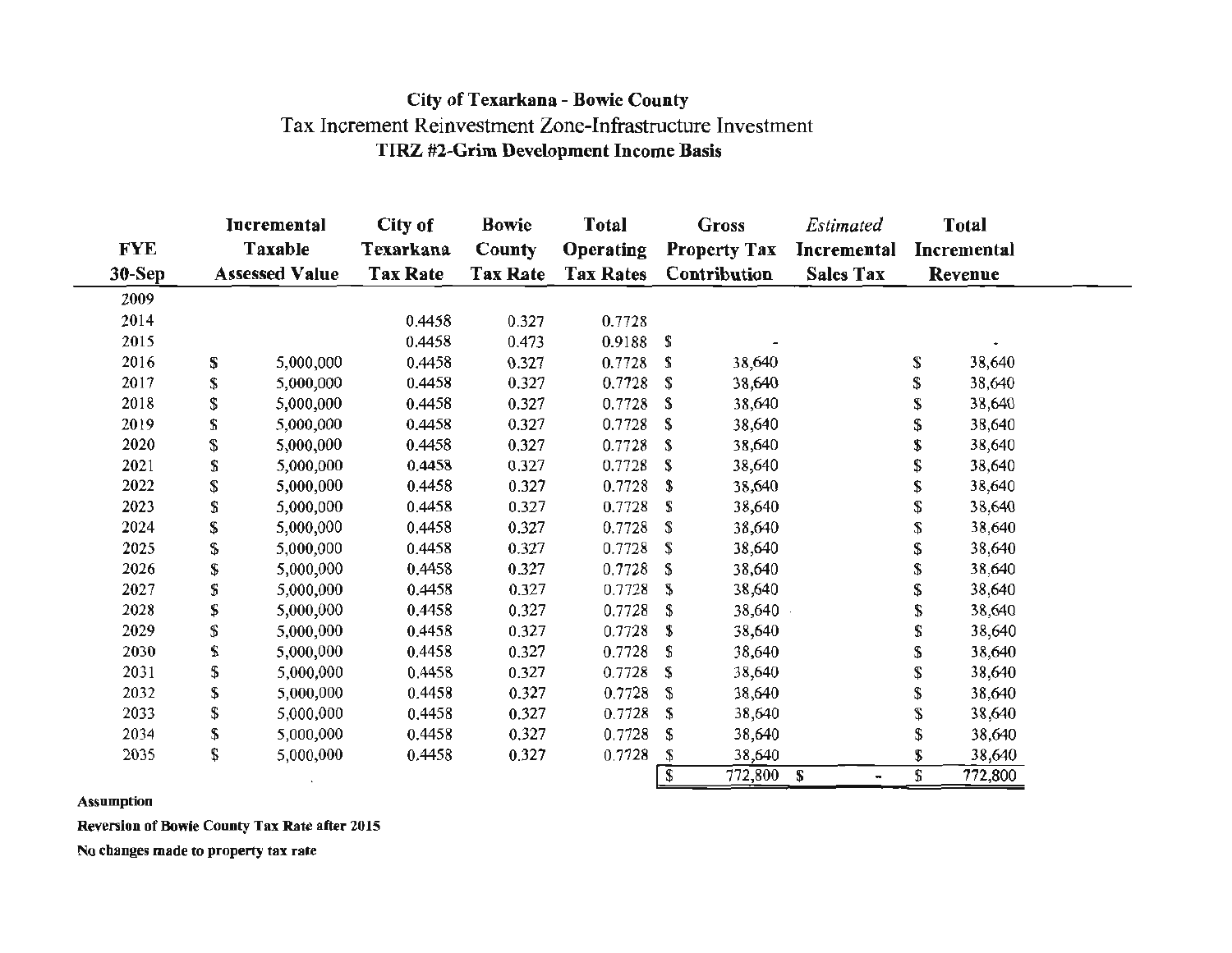# City of Texarkana - Bowie County

## Tax Increment Reinvestment Zone-Infrastructure Investment

### TIRZ #2-Grim Development Income Basis

| FYE 30-Sep | Incremental Taxable Assessed Value | City of Texarkana Tax Rate | Bowie County Tax Rate | Total Operating Tax Rates | Gross Property Tax Contribution | *Estimated* Incremental Sales Tax | Total Incremental Revenue |
|---|---|---|---|---|---|---|---|
| 2009 | | | | | | | |
| 2014 | | 0.4458 | 0.327 | 0.7728 | | | |
| 2015 | | 0.4458 | 0.473 | 0.9188 | $ - | | $ - |
| 2016 | $ 5,000,000 | 0.4458 | 0.327 | 0.7728 | $ 38,640 | | $ 38,640 |
| 2017 | $ 5,000,000 | 0.4458 | 0.327 | 0.7728 | $ 38,640 | | $ 38,640 |
| 2018 | $ 5,000,000 | 0.4458 | 0.327 | 0.7728 | $ 38,640 | | $ 38,640 |
| 2019 | $ 5,000,000 | 0.4458 | 0.327 | 0.7728 | $ 38,640 | | $ 38,640 |
| 2020 | $ 5,000,000 | 0.4458 | 0.327 | 0.7728 | $ 38,640 | | $ 38,640 |
| 2021 | $ 5,000,000 | 0.4458 | 0.327 | 0.7728 | $ 38,640 | | $ 38,640 |
| 2022 | $ 5,000,000 | 0.4458 | 0.327 | 0.7728 | $ 38,640 | | $ 38,640 |
| 2023 | $ 5,000,000 | 0.4458 | 0.327 | 0.7728 | $ 38,640 | | $ 38,640 |
| 2024 | $ 5,000,000 | 0.4458 | 0.327 | 0.7728 | $ 38,640 | | $ 38,640 |
| 2025 | $ 5,000,000 | 0.4458 | 0.327 | 0.7728 | $ 38,640 | | $ 38,640 |
| 2026 | $ 5,000,000 | 0.4458 | 0.327 | 0.7728 | $ 38,640 | | $ 38,640 |
| 2027 | $ 5,000,000 | 0.4458 | 0.327 | 0.7728 | $ 38,640 | | $ 38,640 |
| 2028 | $ 5,000,000 | 0.4458 | 0.327 | 0.7728 | $ 38,640 | | $ 38,640 |
| 2029 | $ 5,000,000 | 0.4458 | 0.327 | 0.7728 | $ 38,640 | | $ 38,640 |
| 2030 | $ 5,000,000 | 0.4458 | 0.327 | 0.7728 | $ 38,640 | | $ 38,640 |
| 2031 | $ 5,000,000 | 0.4458 | 0.327 | 0.7728 | $ 38,640 | | $ 38,640 |
| 2032 | $ 5,000,000 | 0.4458 | 0.327 | 0.7728 | $ 38,640 | | $ 38,640 |
| 2033 | $ 5,000,000 | 0.4458 | 0.327 | 0.7728 | $ 38,640 | | $ 38,640 |
| 2034 | $ 5,000,000 | 0.4458 | 0.327 | 0.7728 | $ 38,640 | | $ 38,640 |
| 2035 | $ 5,000,000 | 0.4458 | 0.327 | 0.7728 | $ 38,640 | | $ 38,640 |
| | | | | | $ 772,800 | $ - | $ 772,800 |

**Assumption**

**Reversion of Bowie County Tax Rate after 2015**

**No changes made to property tax rate**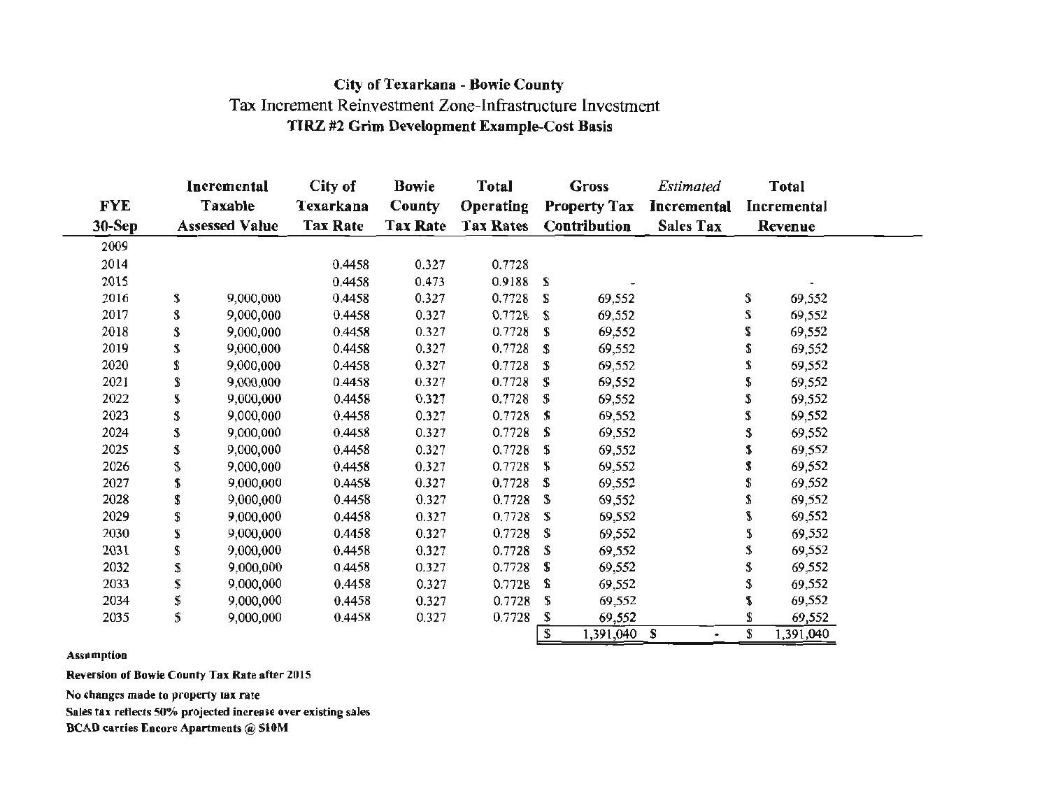# City of Texarkana - Bowie County

## Tax Increment Reinvestment Zone-Infrastructure Investment

### TIRZ #2 Grim Development Example-Cost Basis

| FYE 30-Sep | Incremental Taxable Assessed Value | City of Texarkana Tax Rate | Bowie County Tax Rate | Total Operating Tax Rates | Gross Property Tax Contribution | *Estimated* Incremental Sales Tax | Total Incremental Revenue |
|---|---|---|---|---|---|---|---|
| 2009 | | | | | | | |
| 2014 | | 0.4458 | 0.327 | 0.7728 | | | |
| 2015 | | 0.4458 | 0.473 | 0.9188 | $ - | | $ - |
| 2016 | $ 9,000,000 | 0.4458 | 0.327 | 0.7728 | $ 69,552 | | $ 69,552 |
| 2017 | $ 9,000,000 | 0.4458 | 0.327 | 0.7728 | $ 69,552 | | $ 69,552 |
| 2018 | $ 9,000,000 | 0.4458 | 0.327 | 0.7728 | $ 69,552 | | $ 69,552 |
| 2019 | $ 9,000,000 | 0.4458 | 0.327 | 0.7728 | $ 69,552 | | $ 69,552 |
| 2020 | $ 9,000,000 | 0.4458 | 0.327 | 0.7728 | $ 69,552 | | $ 69,552 |
| 2021 | $ 9,000,000 | 0.4458 | 0.327 | 0.7728 | $ 69,552 | | $ 69,552 |
| 2022 | $ 9,000,000 | 0.4458 | 0.327 | 0.7728 | $ 69,552 | | $ 69,552 |
| 2023 | $ 9,000,000 | 0.4458 | 0.327 | 0.7728 | $ 69,552 | | $ 69,552 |
| 2024 | $ 9,000,000 | 0.4458 | 0.327 | 0.7728 | $ 69,552 | | $ 69,552 |
| 2025 | $ 9,000,000 | 0.4458 | 0.327 | 0.7728 | $ 69,552 | | $ 69,552 |
| 2026 | $ 9,000,000 | 0.4458 | 0.327 | 0.7728 | $ 69,552 | | $ 69,552 |
| 2027 | $ 9,000,000 | 0.4458 | 0.327 | 0.7728 | $ 69,552 | | $ 69,552 |
| 2028 | $ 9,000,000 | 0.4458 | 0.327 | 0.7728 | $ 69,552 | | $ 69,552 |
| 2029 | $ 9,000,000 | 0.4458 | 0.327 | 0.7728 | $ 69,552 | | $ 69,552 |
| 2030 | $ 9,000,000 | 0.4458 | 0.327 | 0.7728 | $ 69,552 | | $ 69,552 |
| 2031 | $ 9,000,000 | 0.4458 | 0.327 | 0.7728 | $ 69,552 | | $ 69,552 |
| 2032 | $ 9,000,000 | 0.4458 | 0.327 | 0.7728 | $ 69,552 | | $ 69,552 |
| 2033 | $ 9,000,000 | 0.4458 | 0.327 | 0.7728 | $ 69,552 | | $ 69,552 |
| 2034 | $ 9,000,000 | 0.4458 | 0.327 | 0.7728 | $ 69,552 | | $ 69,552 |
| 2035 | $ 9,000,000 | 0.4458 | 0.327 | 0.7728 | $ 69,552 | | $ 69,552 |
| | | | | | $ 1,391,040 | $ - | $ 1,391,040 |

**Assumption**

**Reversion of Bowie County Tax Rate after 2015**

**No changes made to property tax rate**

**Sales tax reflects 50% projected increase over existing sales**

**BCAD carries Encore Apartments @ $10M**